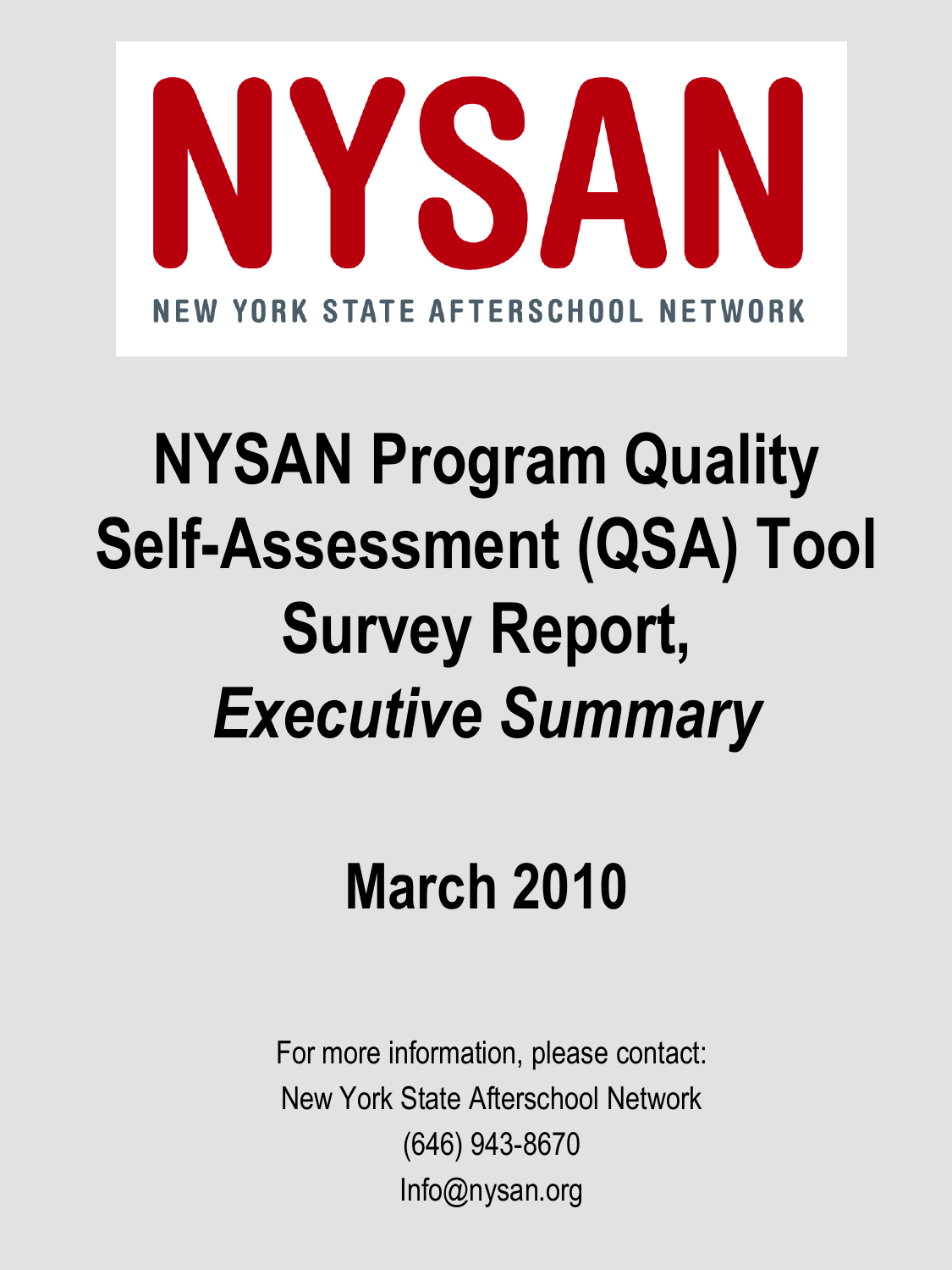# NYSAN

NEW YORK STATE AFTERSCHOOL NETWORK

# NYSAN Program Quality Self-Assessment (QSA) Tool Survey Report, *Executive Summary*

## March 2010

For more information, please contact:
New York State Afterschool Network
(646) 943-8670
Info@nysan.org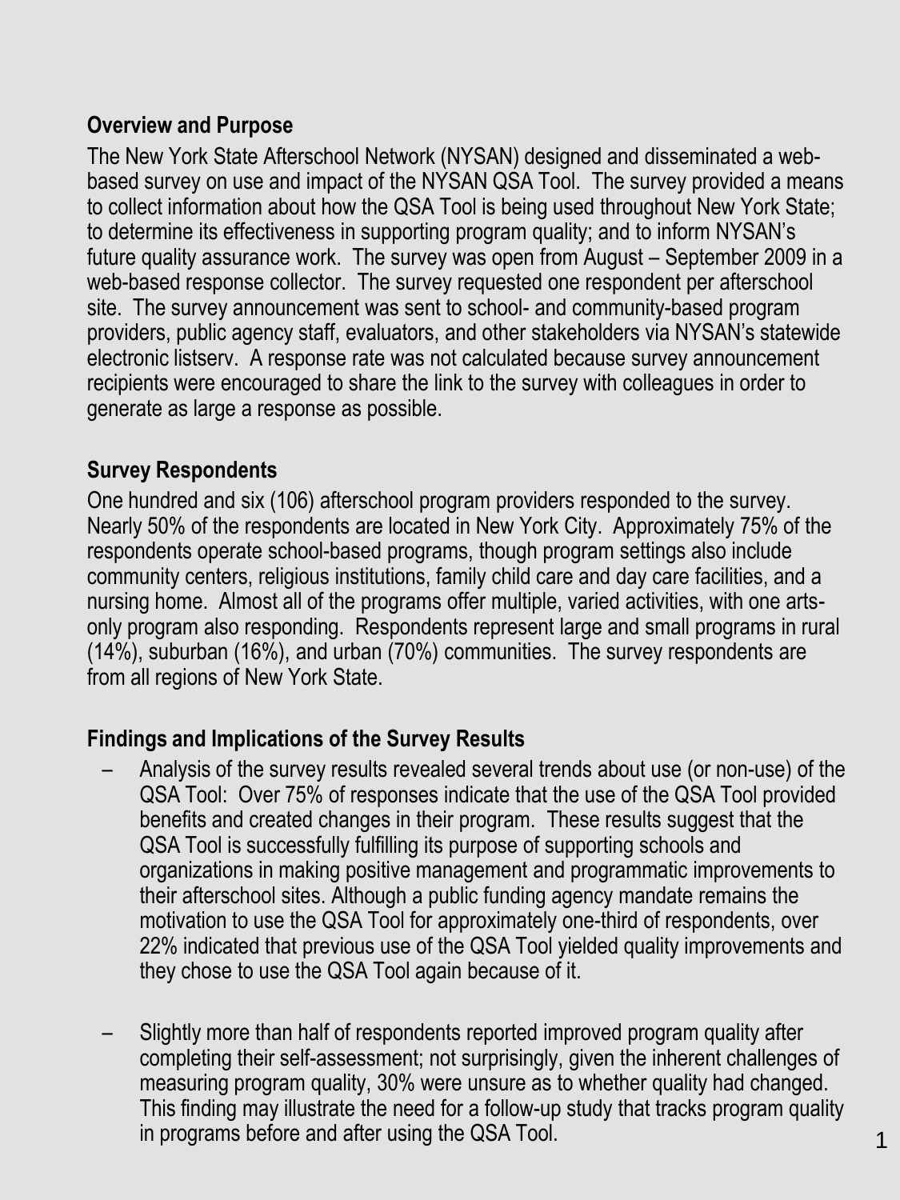## Overview and Purpose

The New York State Afterschool Network (NYSAN) designed and disseminated a web-based survey on use and impact of the NYSAN QSA Tool. The survey provided a means to collect information about how the QSA Tool is being used throughout New York State; to determine its effectiveness in supporting program quality; and to inform NYSAN's future quality assurance work. The survey was open from August – September 2009 in a web-based response collector. The survey requested one respondent per afterschool site. The survey announcement was sent to school- and community-based program providers, public agency staff, evaluators, and other stakeholders via NYSAN's statewide electronic listserv. A response rate was not calculated because survey announcement recipients were encouraged to share the link to the survey with colleagues in order to generate as large a response as possible.

## Survey Respondents

One hundred and six (106) afterschool program providers responded to the survey. Nearly 50% of the respondents are located in New York City. Approximately 75% of the respondents operate school-based programs, though program settings also include community centers, religious institutions, family child care and day care facilities, and a nursing home. Almost all of the programs offer multiple, varied activities, with one arts-only program also responding. Respondents represent large and small programs in rural (14%), suburban (16%), and urban (70%) communities. The survey respondents are from all regions of New York State.

## Findings and Implications of the Survey Results

- Analysis of the survey results revealed several trends about use (or non-use) of the QSA Tool: Over 75% of responses indicate that the use of the QSA Tool provided benefits and created changes in their program. These results suggest that the QSA Tool is successfully fulfilling its purpose of supporting schools and organizations in making positive management and programmatic improvements to their afterschool sites. Although a public funding agency mandate remains the motivation to use the QSA Tool for approximately one-third of respondents, over 22% indicated that previous use of the QSA Tool yielded quality improvements and they chose to use the QSA Tool again because of it.

- Slightly more than half of respondents reported improved program quality after completing their self-assessment; not surprisingly, given the inherent challenges of measuring program quality, 30% were unsure as to whether quality had changed. This finding may illustrate the need for a follow-up study that tracks program quality in programs before and after using the QSA Tool.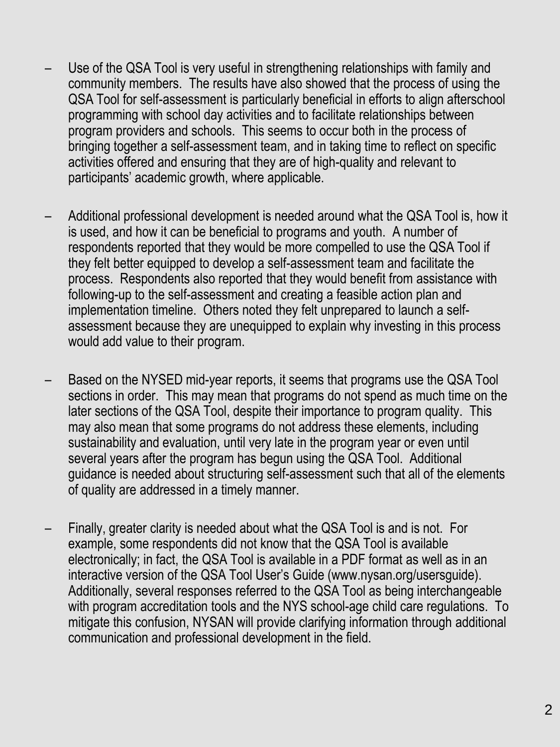- Use of the QSA Tool is very useful in strengthening relationships with family and community members. The results have also showed that the process of using the QSA Tool for self-assessment is particularly beneficial in efforts to align afterschool programming with school day activities and to facilitate relationships between program providers and schools. This seems to occur both in the process of bringing together a self-assessment team, and in taking time to reflect on specific activities offered and ensuring that they are of high-quality and relevant to participants' academic growth, where applicable.

- Additional professional development is needed around what the QSA Tool is, how it is used, and how it can be beneficial to programs and youth. A number of respondents reported that they would be more compelled to use the QSA Tool if they felt better equipped to develop a self-assessment team and facilitate the process. Respondents also reported that they would benefit from assistance with following-up to the self-assessment and creating a feasible action plan and implementation timeline. Others noted they felt unprepared to launch a self-assessment because they are unequipped to explain why investing in this process would add value to their program.

- Based on the NYSED mid-year reports, it seems that programs use the QSA Tool sections in order. This may mean that programs do not spend as much time on the later sections of the QSA Tool, despite their importance to program quality. This may also mean that some programs do not address these elements, including sustainability and evaluation, until very late in the program year or even until several years after the program has begun using the QSA Tool. Additional guidance is needed about structuring self-assessment such that all of the elements of quality are addressed in a timely manner.

- Finally, greater clarity is needed about what the QSA Tool is and is not. For example, some respondents did not know that the QSA Tool is available electronically; in fact, the QSA Tool is available in a PDF format as well as in an interactive version of the QSA Tool User's Guide (www.nysan.org/usersguide). Additionally, several responses referred to the QSA Tool as being interchangeable with program accreditation tools and the NYS school-age child care regulations. To mitigate this confusion, NYSAN will provide clarifying information through additional communication and professional development in the field.